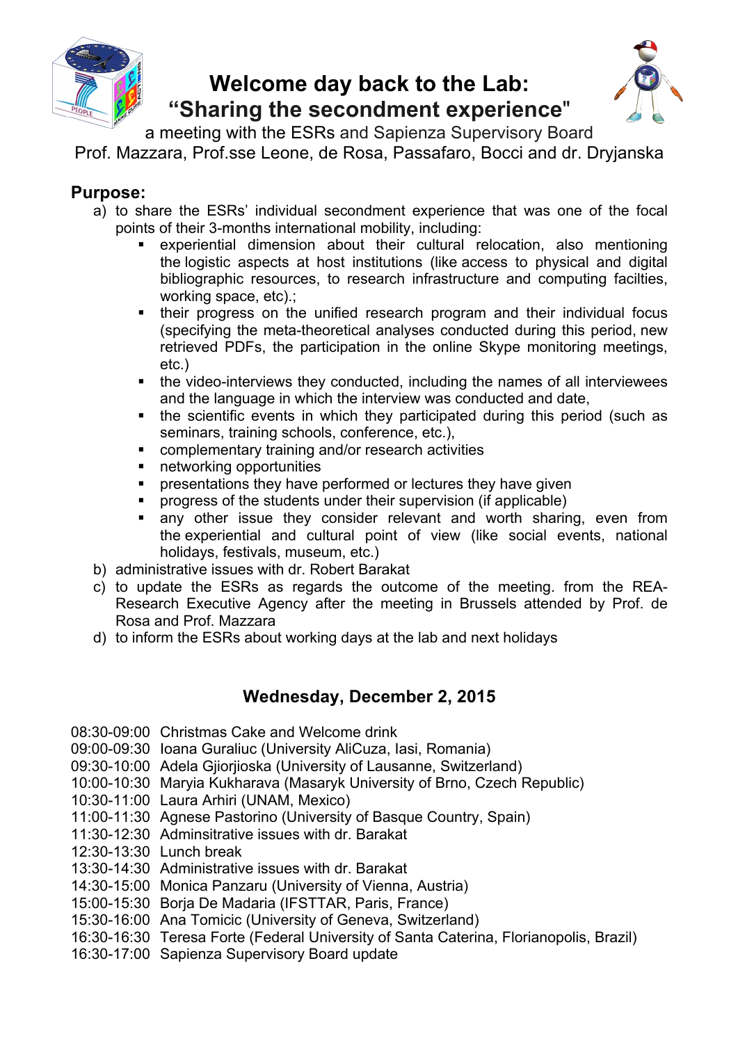# Welcome day back to the Lab: "Sharing the secondment experience"

a meeting with the ESRs and Sapienza Supervisory Board

Prof. Mazzara, Prof.sse Leone, de Rosa, Passafaro, Bocci and dr. Dryjanska

## Purpose:

a) to share the ESRs' individual secondment experience that was one of the focal points of their 3-months international mobility, including:
   - experiential dimension about their cultural relocation, also mentioning the logistic aspects at host institutions (like access to physical and digital bibliographic resources, to research infrastructure and computing facilties, working space, etc).;
   - their progress on the unified research program and their individual focus (specifying the meta-theoretical analyses conducted during this period, new retrieved PDFs, the participation in the online Skype monitoring meetings, etc.)
   - the video-interviews they conducted, including the names of all interviewees and the language in which the interview was conducted and date,
   - the scientific events in which they participated during this period (such as seminars, training schools, conference, etc.),
   - complementary training and/or research activities
   - networking opportunities
   - presentations they have performed or lectures they have given
   - progress of the students under their supervision (if applicable)
   - any other issue they consider relevant and worth sharing, even from the experiential and cultural point of view (like social events, national holidays, festivals, museum, etc.)

b) administrative issues with dr. Robert Barakat

c) to update the ESRs as regards the outcome of the meeting. from the REA-Research Executive Agency after the meeting in Brussels attended by Prof. de Rosa and Prof. Mazzara

d) to inform the ESRs about working days at the lab and next holidays

## Wednesday, December 2, 2015

08:30-09:00 Christmas Cake and Welcome drink
09:00-09:30 Ioana Guraliuc (University AliCuza, Iasi, Romania)
09:30-10:00 Adela Gjiorjioska (University of Lausanne, Switzerland)
10:00-10:30 Maryia Kukharava (Masaryk University of Brno, Czech Republic)
10:30-11:00 Laura Arhiri (UNAM, Mexico)
11:00-11:30 Agnese Pastorino (University of Basque Country, Spain)
11:30-12:30 Adminsitrative issues with dr. Barakat
12:30-13:30 Lunch break
13:30-14:30 Administrative issues with dr. Barakat
14:30-15:00 Monica Panzaru (University of Vienna, Austria)
15:00-15:30 Borja De Madaria (IFSTTAR, Paris, France)
15:30-16:00 Ana Tomicic (University of Geneva, Switzerland)
16:30-16:30 Teresa Forte (Federal University of Santa Caterina, Florianopolis, Brazil)
16:30-17:00 Sapienza Supervisory Board update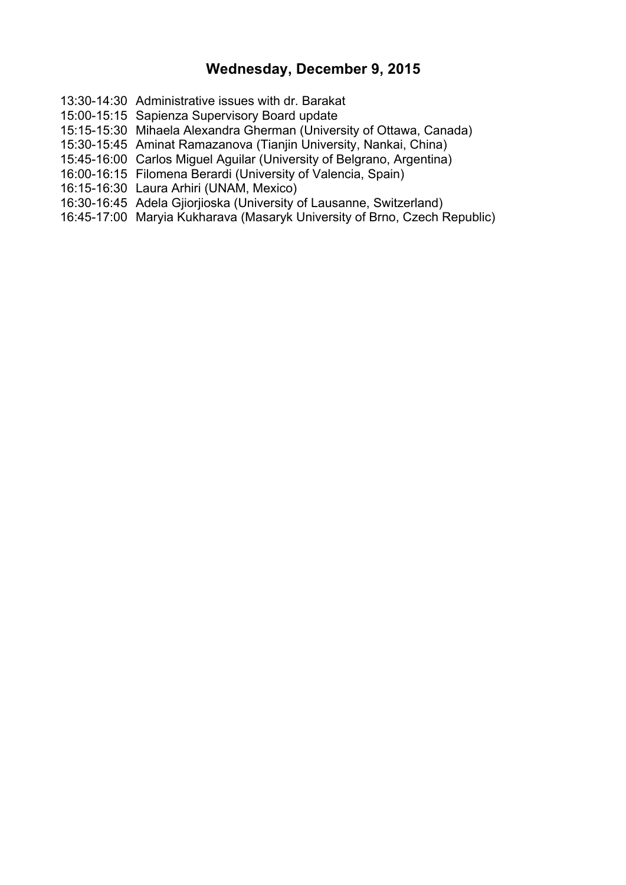## Wednesday, December 9, 2015

13:30-14:30 Administrative issues with dr. Barakat
15:00-15:15 Sapienza Supervisory Board update
15:15-15:30 Mihaela Alexandra Gherman (University of Ottawa, Canada)
15:30-15:45 Aminat Ramazanova (Tianjin University, Nankai, China)
15:45-16:00 Carlos Miguel Aguilar (University of Belgrano, Argentina)
16:00-16:15 Filomena Berardi (University of Valencia, Spain)
16:15-16:30 Laura Arhiri (UNAM, Mexico)
16:30-16:45 Adela Gjiorjioska (University of Lausanne, Switzerland)
16:45-17:00 Maryia Kukharava (Masaryk University of Brno, Czech Republic)